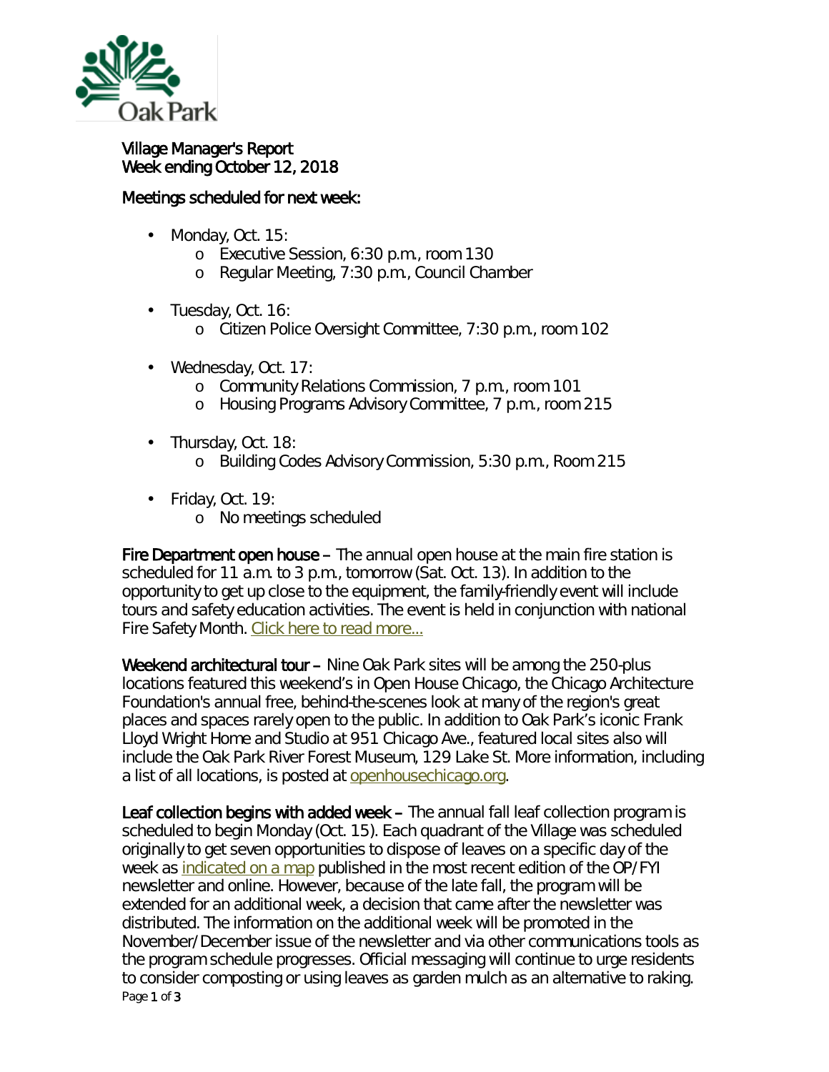Village Manager's Report
Week ending October 12, 2018

Meetings scheduled for next week:

- Monday, Oct. 15:
  - Executive Session, 6:30 p.m., room 130
  - Regular Meeting, 7:30 p.m., Council Chamber
- Tuesday, Oct. 16:
  - Citizen Police Oversight Committee, 7:30 p.m., room 102
- Wednesday, Oct. 17:
  - Community Relations Commission, 7 p.m., room 101
  - Housing Programs Advisory Committee, 7 p.m., room 215
- Thursday, Oct. 18:
  - Building Codes Advisory Commission, 5:30 p.m., Room 215
- Friday, Oct. 19:
  - No meetings scheduled

**Fire Department open house** – The annual open house at the main fire station is scheduled for 11 a.m. to 3 p.m., tomorrow (Sat. Oct. 13). In addition to the opportunity to get up close to the equipment, the family-friendly event will include tours and safety education activities. The event is held in conjunction with national Fire Safety Month. Click here to read more...

**Weekend architectural tour** – Nine Oak Park sites will be among the 250-plus locations featured this weekend's in Open House Chicago, the Chicago Architecture Foundation's annual free, behind-the-scenes look at many of the region's great places and spaces rarely open to the public. In addition to Oak Park's iconic Frank Lloyd Wright Home and Studio at 951 Chicago Ave., featured local sites also will include the Oak Park River Forest Museum, 129 Lake St. More information, including a list of all locations, is posted at openhousechicago.org.

**Leaf collection begins with added week** – The annual fall leaf collection program is scheduled to begin Monday (Oct. 15). Each quadrant of the Village was scheduled originally to get seven opportunities to dispose of leaves on a specific day of the week as indicated on a map published in the most recent edition of the OP/FYI newsletter and online. However, because of the late fall, the program will be extended for an additional week, a decision that came after the newsletter was distributed. The information on the additional week will be promoted in the November/December issue of the newsletter and via other communications tools as the program schedule progresses. Official messaging will continue to urge residents to consider composting or using leaves as garden mulch as an alternative to raking.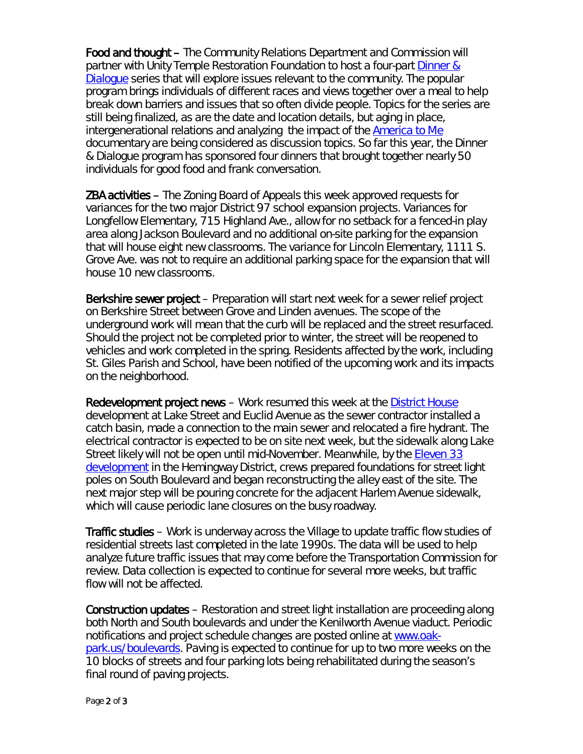**Food and thought** – The Community Relations Department and Commission will partner with Unity Temple Restoration Foundation to host a four-part Dinner & Dialogue series that will explore issues relevant to the community. The popular program brings individuals of different races and views together over a meal to help break down barriers and issues that so often divide people. Topics for the series are still being finalized, as are the date and location details, but aging in place, intergenerational relations and analyzing the impact of the America to Me documentary are being considered as discussion topics. So far this year, the Dinner & Dialogue program has sponsored four dinners that brought together nearly 50 individuals for good food and frank conversation.

**ZBA activities** – The Zoning Board of Appeals this week approved requests for variances for the two major District 97 school expansion projects. Variances for Longfellow Elementary, 715 Highland Ave., allow for no setback for a fenced-in play area along Jackson Boulevard and no additional on-site parking for the expansion that will house eight new classrooms. The variance for Lincoln Elementary, 1111 S. Grove Ave. was not to require an additional parking space for the expansion that will house 10 new classrooms.

**Berkshire sewer project** – Preparation will start next week for a sewer relief project on Berkshire Street between Grove and Linden avenues. The scope of the underground work will mean that the curb will be replaced and the street resurfaced. Should the project not be completed prior to winter, the street will be reopened to vehicles and work completed in the spring. Residents affected by the work, including St. Giles Parish and School, have been notified of the upcoming work and its impacts on the neighborhood.

**Redevelopment project news** – Work resumed this week at the District House development at Lake Street and Euclid Avenue as the sewer contractor installed a catch basin, made a connection to the main sewer and relocated a fire hydrant. The electrical contractor is expected to be on site next week, but the sidewalk along Lake Street likely will not be open until mid-November. Meanwhile, by the Eleven 33 development in the Hemingway District, crews prepared foundations for street light poles on South Boulevard and began reconstructing the alley east of the site. The next major step will be pouring concrete for the adjacent Harlem Avenue sidewalk, which will cause periodic lane closures on the busy roadway.

**Traffic studies** – Work is underway across the Village to update traffic flow studies of residential streets last completed in the late 1990s. The data will be used to help analyze future traffic issues that may come before the Transportation Commission for review. Data collection is expected to continue for several more weeks, but traffic flow will not be affected.

**Construction updates** – Restoration and street light installation are proceeding along both North and South boulevards and under the Kenilworth Avenue viaduct. Periodic notifications and project schedule changes are posted online at www.oak-park.us/boulevards. Paving is expected to continue for up to two more weeks on the 10 blocks of streets and four parking lots being rehabilitated during the season's final round of paving projects.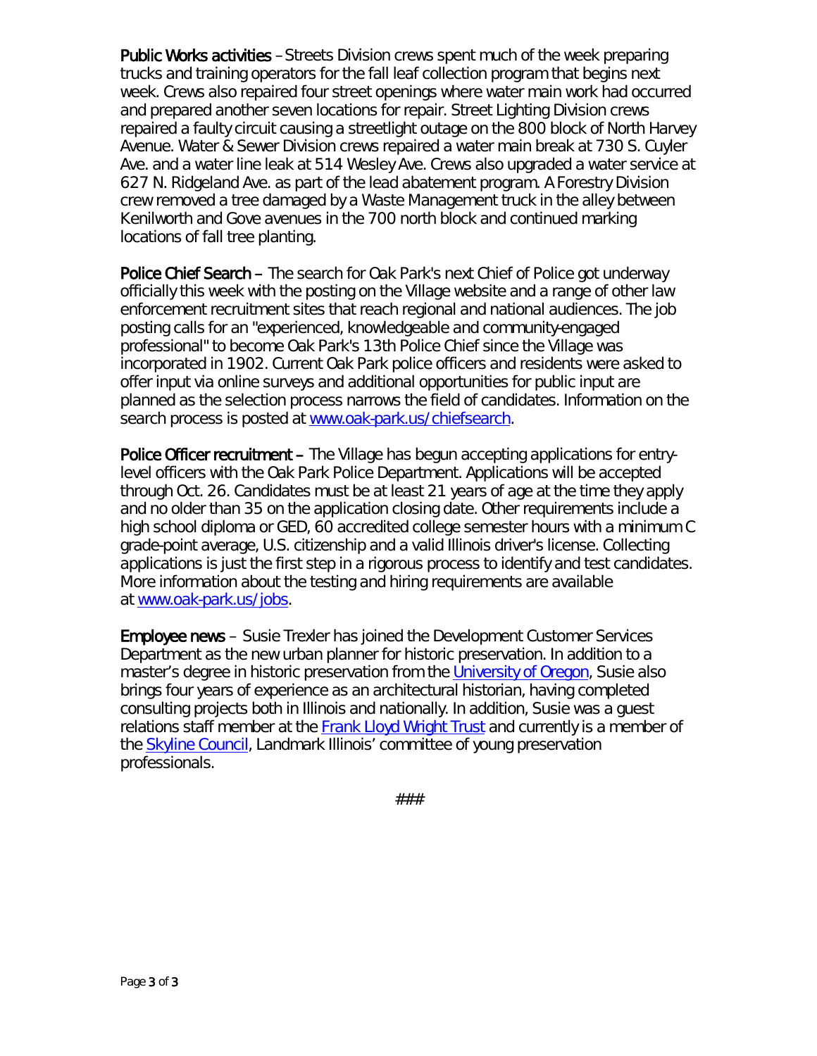**Public Works activities** – Streets Division crews spent much of the week preparing trucks and training operators for the fall leaf collection program that begins next week. Crews also repaired four street openings where water main work had occurred and prepared another seven locations for repair. Street Lighting Division crews repaired a faulty circuit causing a streetlight outage on the 800 block of North Harvey Avenue. Water & Sewer Division crews repaired a water main break at 730 S. Cuyler Ave. and a water line leak at 514 Wesley Ave. Crews also upgraded a water service at 627 N. Ridgeland Ave. as part of the lead abatement program. A Forestry Division crew removed a tree damaged by a Waste Management truck in the alley between Kenilworth and Gove avenues in the 700 north block and continued marking locations of fall tree planting.

**Police Chief Search** – The search for Oak Park's next Chief of Police got underway officially this week with the posting on the Village website and a range of other law enforcement recruitment sites that reach regional and national audiences. The job posting calls for an "experienced, knowledgeable and community-engaged professional" to become Oak Park's 13th Police Chief since the Village was incorporated in 1902. Current Oak Park police officers and residents were asked to offer input via online surveys and additional opportunities for public input are planned as the selection process narrows the field of candidates. Information on the search process is posted at [www.oak-park.us/chiefsearch](http://www.oak-park.us/chiefsearch).

**Police Officer recruitment** – The Village has begun accepting applications for entry-level officers with the Oak Park Police Department. Applications will be accepted through Oct. 26. Candidates must be at least 21 years of age at the time they apply and no older than 35 on the application closing date. Other requirements include a high school diploma or GED, 60 accredited college semester hours with a minimum C grade-point average, U.S. citizenship and a valid Illinois driver's license. Collecting applications is just the first step in a rigorous process to identify and test candidates. More information about the testing and hiring requirements are available at [www.oak-park.us/jobs](http://www.oak-park.us/jobs).

**Employee news** – Susie Trexler has joined the Development Customer Services Department as the new urban planner for historic preservation. In addition to a master's degree in historic preservation from the [University of Oregon](), Susie also brings four years of experience as an architectural historian, having completed consulting projects both in Illinois and nationally. In addition, Susie was a guest relations staff member at the [Frank Lloyd Wright Trust]() and currently is a member of the [Skyline Council](), Landmark Illinois' committee of young preservation professionals.

###